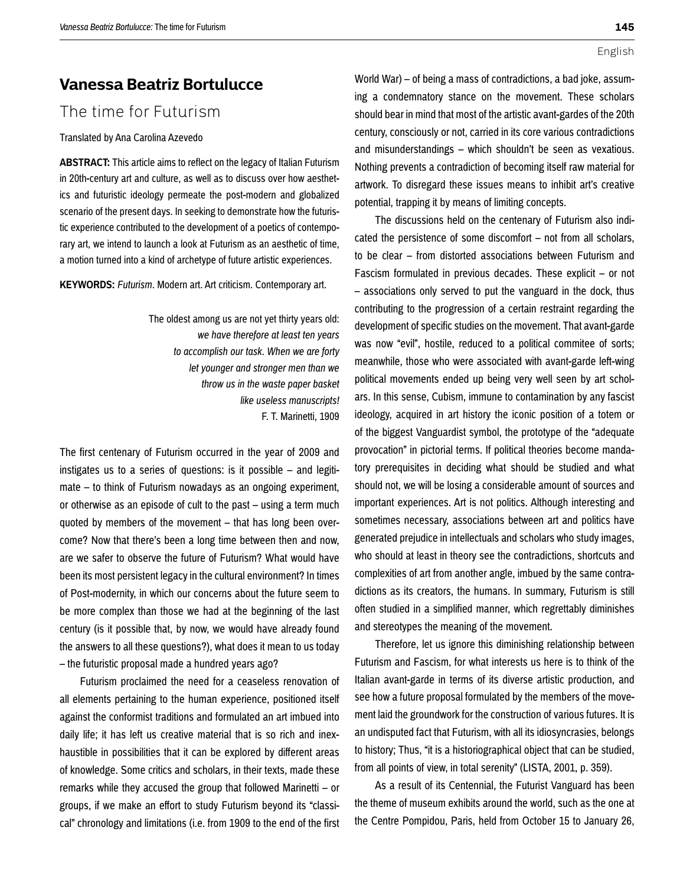English

# Vanessa Beatriz Bortulucce

## The time for Futurism

Translated by Ana Carolina Azevedo

**ABSTRACT:** This article aims to reflect on the legacy of Italian Futurism in 20th-century art and culture, as well as to discuss over how aesthetics and futuristic ideology permeate the post-modern and globalized scenario of the present days. In seeking to demonstrate how the futuristic experience contributed to the development of a poetics of contemporary art, we intend to launch a look at Futurism as an aesthetic of time, a motion turned into a kind of archetype of future artistic experiences.

**KEYWORDS:** *Futurism*. Modern art. Art criticism. Contemporary art.

> The oldest among us are not yet thirty years old:
> *we have therefore at least ten years*
> *to accomplish our task. When we are forty*
> *let younger and stronger men than we*
> *throw us in the waste paper basket*
> *like useless manuscripts!*
> F. T. Marinetti, 1909

The first centenary of Futurism occurred in the year of 2009 and instigates us to a series of questions: is it possible – and legitimate – to think of Futurism nowadays as an ongoing experiment, or otherwise as an episode of cult to the past – using a term much quoted by members of the movement – that has long been overcome? Now that there's been a long time between then and now, are we safer to observe the future of Futurism? What would have been its most persistent legacy in the cultural environment? In times of Post-modernity, in which our concerns about the future seem to be more complex than those we had at the beginning of the last century (is it possible that, by now, we would have already found the answers to all these questions?), what does it mean to us today – the futuristic proposal made a hundred years ago?

Futurism proclaimed the need for a ceaseless renovation of all elements pertaining to the human experience, positioned itself against the conformist traditions and formulated an art imbued into daily life; it has left us creative material that is so rich and inexhaustible in possibilities that it can be explored by different areas of knowledge. Some critics and scholars, in their texts, made these remarks while they accused the group that followed Marinetti – or groups, if we make an effort to study Futurism beyond its "classical" chronology and limitations (i.e. from 1909 to the end of the first World War) – of being a mass of contradictions, a bad joke, assuming a condemnatory stance on the movement. These scholars should bear in mind that most of the artistic avant-gardes of the 20th century, consciously or not, carried in its core various contradictions and misunderstandings – which shouldn't be seen as vexatious. Nothing prevents a contradiction of becoming itself raw material for artwork. To disregard these issues means to inhibit art's creative potential, trapping it by means of limiting concepts.

The discussions held on the centenary of Futurism also indicated the persistence of some discomfort – not from all scholars, to be clear – from distorted associations between Futurism and Fascism formulated in previous decades. These explicit – or not – associations only served to put the vanguard in the dock, thus contributing to the progression of a certain restraint regarding the development of specific studies on the movement. That avant-garde was now "evil", hostile, reduced to a political commitee of sorts; meanwhile, those who were associated with avant-garde left-wing political movements ended up being very well seen by art scholars. In this sense, Cubism, immune to contamination by any fascist ideology, acquired in art history the iconic position of a totem or of the biggest Vanguardist symbol, the prototype of the "adequate provocation" in pictorial terms. If political theories become mandatory prerequisites in deciding what should be studied and what should not, we will be losing a considerable amount of sources and important experiences. Art is not politics. Although interesting and sometimes necessary, associations between art and politics have generated prejudice in intellectuals and scholars who study images, who should at least in theory see the contradictions, shortcuts and complexities of art from another angle, imbued by the same contradictions as its creators, the humans. In summary, Futurism is still often studied in a simplified manner, which regrettably diminishes and stereotypes the meaning of the movement.

Therefore, let us ignore this diminishing relationship between Futurism and Fascism, for what interests us here is to think of the Italian avant-garde in terms of its diverse artistic production, and see how a future proposal formulated by the members of the movement laid the groundwork for the construction of various futures. It is an undisputed fact that Futurism, with all its idiosyncrasies, belongs to history; Thus, "it is a historiographical object that can be studied, from all points of view, in total serenity" (LISTA, 2001, p. 359).

As a result of its Centennial, the Futurist Vanguard has been the theme of museum exhibits around the world, such as the one at the Centre Pompidou, Paris, held from October 15 to January 26,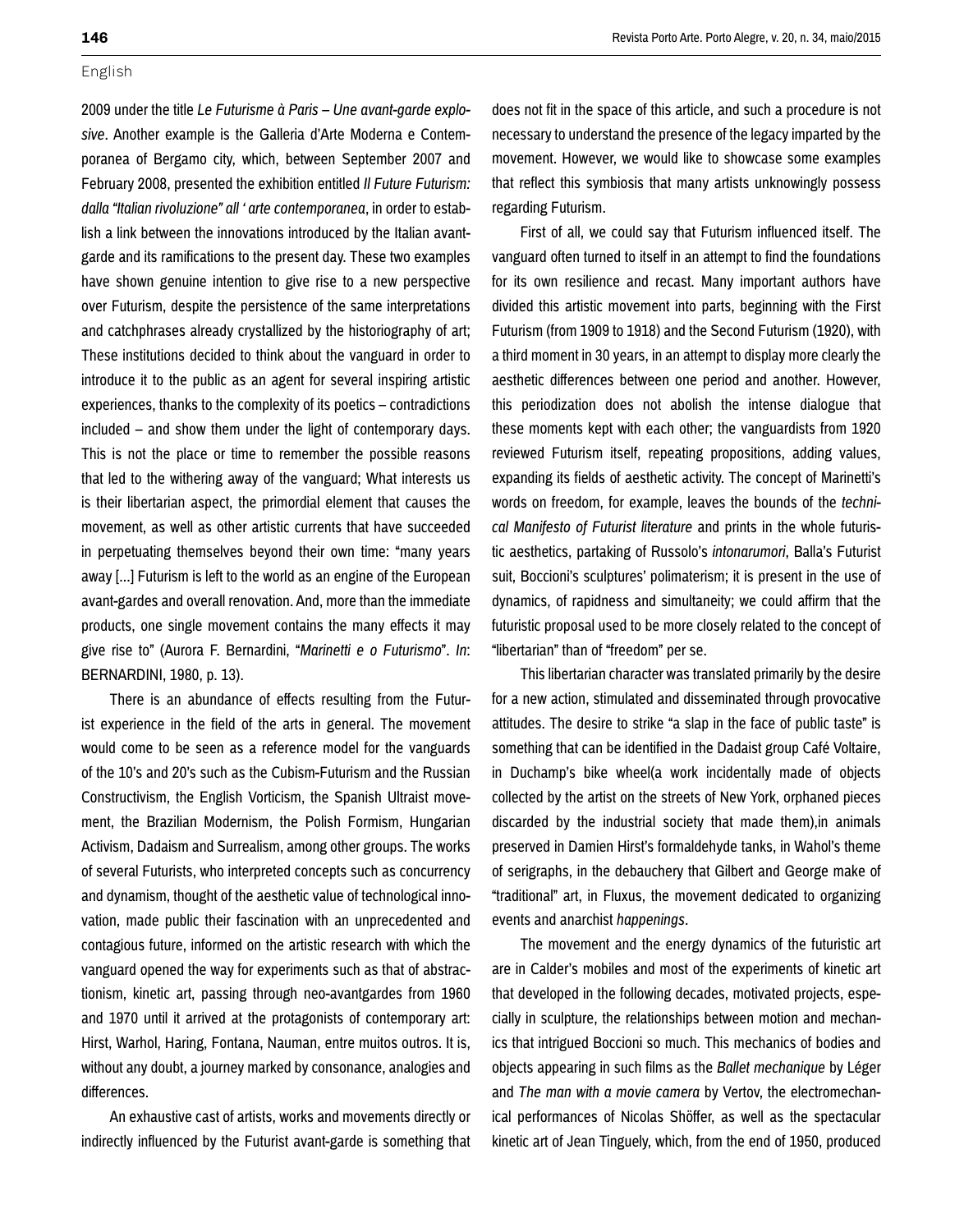English

2009 under the title *Le Futurisme à Paris – Une avant-garde explosive*. Another example is the Galleria d'Arte Moderna e Contemporanea of Bergamo city, which, between September 2007 and February 2008, presented the exhibition entitled *Il Future Futurism: dalla "Italian rivoluzione" all ' arte contemporanea*, in order to establish a link between the innovations introduced by the Italian avant-garde and its ramifications to the present day. These two examples have shown genuine intention to give rise to a new perspective over Futurism, despite the persistence of the same interpretations and catchphrases already crystallized by the historiography of art; These institutions decided to think about the vanguard in order to introduce it to the public as an agent for several inspiring artistic experiences, thanks to the complexity of its poetics – contradictions included – and show them under the light of contemporary days. This is not the place or time to remember the possible reasons that led to the withering away of the vanguard; What interests us is their libertarian aspect, the primordial element that causes the movement, as well as other artistic currents that have succeeded in perpetuating themselves beyond their own time: "many years away [...] Futurism is left to the world as an engine of the European avant-gardes and overall renovation. And, more than the immediate products, one single movement contains the many effects it may give rise to" (Aurora F. Bernardini, "*Marinetti e o Futurismo*". *In*: BERNARDINI, 1980, p. 13).

There is an abundance of effects resulting from the Futurist experience in the field of the arts in general. The movement would come to be seen as a reference model for the vanguards of the 10's and 20's such as the Cubism-Futurism and the Russian Constructivism, the English Vorticism, the Spanish Ultraist movement, the Brazilian Modernism, the Polish Formism, Hungarian Activism, Dadaism and Surrealism, among other groups. The works of several Futurists, who interpreted concepts such as concurrency and dynamism, thought of the aesthetic value of technological innovation, made public their fascination with an unprecedented and contagious future, informed on the artistic research with which the vanguard opened the way for experiments such as that of abstractionism, kinetic art, passing through neo-avantgardes from 1960 and 1970 until it arrived at the protagonists of contemporary art: Hirst, Warhol, Haring, Fontana, Nauman, entre muitos outros. It is, without any doubt, a journey marked by consonance, analogies and differences.

An exhaustive cast of artists, works and movements directly or indirectly influenced by the Futurist avant-garde is something that does not fit in the space of this article, and such a procedure is not necessary to understand the presence of the legacy imparted by the movement. However, we would like to showcase some examples that reflect this symbiosis that many artists unknowingly possess regarding Futurism.

First of all, we could say that Futurism influenced itself. The vanguard often turned to itself in an attempt to find the foundations for its own resilience and recast. Many important authors have divided this artistic movement into parts, beginning with the First Futurism (from 1909 to 1918) and the Second Futurism (1920), with a third moment in 30 years, in an attempt to display more clearly the aesthetic differences between one period and another. However, this periodization does not abolish the intense dialogue that these moments kept with each other; the vanguardists from 1920 reviewed Futurism itself, repeating propositions, adding values, expanding its fields of aesthetic activity. The concept of Marinetti's words on freedom, for example, leaves the bounds of the *technical Manifesto of Futurist literature* and prints in the whole futuristic aesthetics, partaking of Russolo's *intonarumori*, Balla's Futurist suit, Boccioni's sculptures' polimaterism; it is present in the use of dynamics, of rapidness and simultaneity; we could affirm that the futuristic proposal used to be more closely related to the concept of "libertarian" than of "freedom" per se.

This libertarian character was translated primarily by the desire for a new action, stimulated and disseminated through provocative attitudes. The desire to strike "a slap in the face of public taste" is something that can be identified in the Dadaist group Café Voltaire, in Duchamp's bike wheel(a work incidentally made of objects collected by the artist on the streets of New York, orphaned pieces discarded by the industrial society that made them),in animals preserved in Damien Hirst's formaldehyde tanks, in Wahol's theme of serigraphs, in the debauchery that Gilbert and George make of "traditional" art, in Fluxus, the movement dedicated to organizing events and anarchist *happenings*.

The movement and the energy dynamics of the futuristic art are in Calder's mobiles and most of the experiments of kinetic art that developed in the following decades, motivated projects, especially in sculpture, the relationships between motion and mechanics that intrigued Boccioni so much. This mechanics of bodies and objects appearing in such films as the *Ballet mechanique* by Léger and *The man with a movie camera* by Vertov, the electromechanical performances of Nicolas Shöffer, as well as the spectacular kinetic art of Jean Tinguely, which, from the end of 1950, produced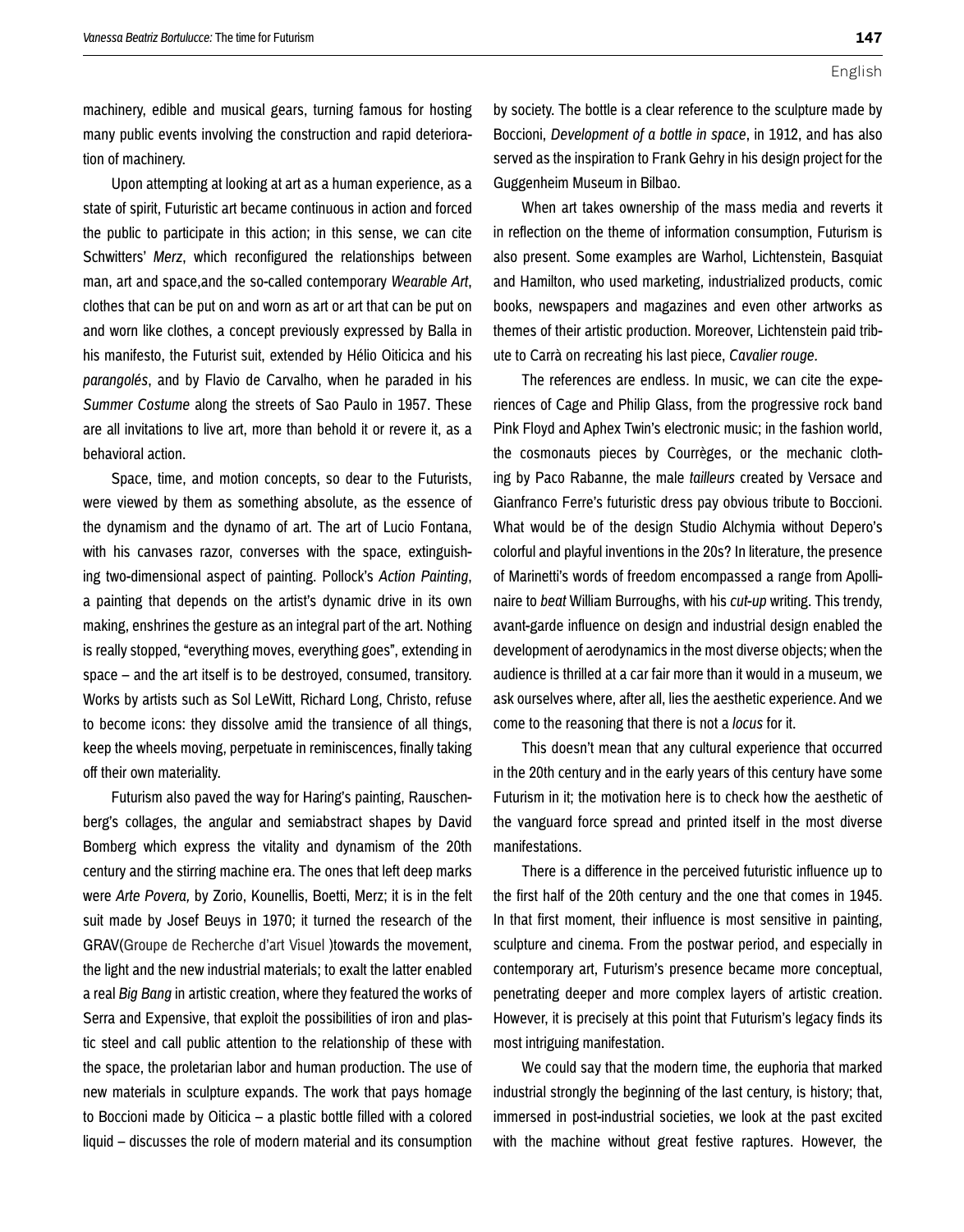machinery, edible and musical gears, turning famous for hosting many public events involving the construction and rapid deterioration of machinery.

Upon attempting at looking at art as a human experience, as a state of spirit, Futuristic art became continuous in action and forced the public to participate in this action; in this sense, we can cite Schwitters' *Merz*, which reconfigured the relationships between man, art and space,and the so-called contemporary *Wearable Art*, clothes that can be put on and worn as art or art that can be put on and worn like clothes, a concept previously expressed by Balla in his manifesto, the Futurist suit, extended by Hélio Oiticica and his *parangolés*, and by Flavio de Carvalho, when he paraded in his *Summer Costume* along the streets of Sao Paulo in 1957. These are all invitations to live art, more than behold it or revere it, as a behavioral action.

Space, time, and motion concepts, so dear to the Futurists, were viewed by them as something absolute, as the essence of the dynamism and the dynamo of art. The art of Lucio Fontana, with his canvases razor, converses with the space, extinguishing two-dimensional aspect of painting. Pollock's *Action Painting*, a painting that depends on the artist's dynamic drive in its own making, enshrines the gesture as an integral part of the art. Nothing is really stopped, "everything moves, everything goes", extending in space – and the art itself is to be destroyed, consumed, transitory. Works by artists such as Sol LeWitt, Richard Long, Christo, refuse to become icons: they dissolve amid the transience of all things, keep the wheels moving, perpetuate in reminiscences, finally taking off their own materiality.

Futurism also paved the way for Haring's painting, Rauschenberg's collages, the angular and semiabstract shapes by David Bomberg which express the vitality and dynamism of the 20th century and the stirring machine era. The ones that left deep marks were *Arte Povera,* by Zorio, Kounellis, Boetti, Merz; it is in the felt suit made by Josef Beuys in 1970; it turned the research of the GRAV(Groupe de Recherche d'art Visuel )towards the movement, the light and the new industrial materials; to exalt the latter enabled a real *Big Bang* in artistic creation, where they featured the works of Serra and Expensive, that exploit the possibilities of iron and plastic steel and call public attention to the relationship of these with the space, the proletarian labor and human production. The use of new materials in sculpture expands. The work that pays homage to Boccioni made by Oiticica – a plastic bottle filled with a colored liquid – discusses the role of modern material and its consumption by society. The bottle is a clear reference to the sculpture made by Boccioni, *Development of a bottle in space*, in 1912, and has also served as the inspiration to Frank Gehry in his design project for the Guggenheim Museum in Bilbao.

When art takes ownership of the mass media and reverts it in reflection on the theme of information consumption, Futurism is also present. Some examples are Warhol, Lichtenstein, Basquiat and Hamilton, who used marketing, industrialized products, comic books, newspapers and magazines and even other artworks as themes of their artistic production. Moreover, Lichtenstein paid tribute to Carrà on recreating his last piece, *Cavalier rouge.*

The references are endless. In music, we can cite the experiences of Cage and Philip Glass, from the progressive rock band Pink Floyd and Aphex Twin's electronic music; in the fashion world, the cosmonauts pieces by Courrèges, or the mechanic clothing by Paco Rabanne, the male *tailleurs* created by Versace and Gianfranco Ferre's futuristic dress pay obvious tribute to Boccioni. What would be of the design Studio Alchymia without Depero's colorful and playful inventions in the 20s? In literature, the presence of Marinetti's words of freedom encompassed a range from Apollinaire to *beat* William Burroughs, with his *cut-up* writing. This trendy, avant-garde influence on design and industrial design enabled the development of aerodynamics in the most diverse objects; when the audience is thrilled at a car fair more than it would in a museum, we ask ourselves where, after all, lies the aesthetic experience. And we come to the reasoning that there is not a *locus* for it.

This doesn't mean that any cultural experience that occurred in the 20th century and in the early years of this century have some Futurism in it; the motivation here is to check how the aesthetic of the vanguard force spread and printed itself in the most diverse manifestations.

There is a difference in the perceived futuristic influence up to the first half of the 20th century and the one that comes in 1945. In that first moment, their influence is most sensitive in painting, sculpture and cinema. From the postwar period, and especially in contemporary art, Futurism's presence became more conceptual, penetrating deeper and more complex layers of artistic creation. However, it is precisely at this point that Futurism's legacy finds its most intriguing manifestation.

We could say that the modern time, the euphoria that marked industrial strongly the beginning of the last century, is history; that, immersed in post-industrial societies, we look at the past excited with the machine without great festive raptures. However, the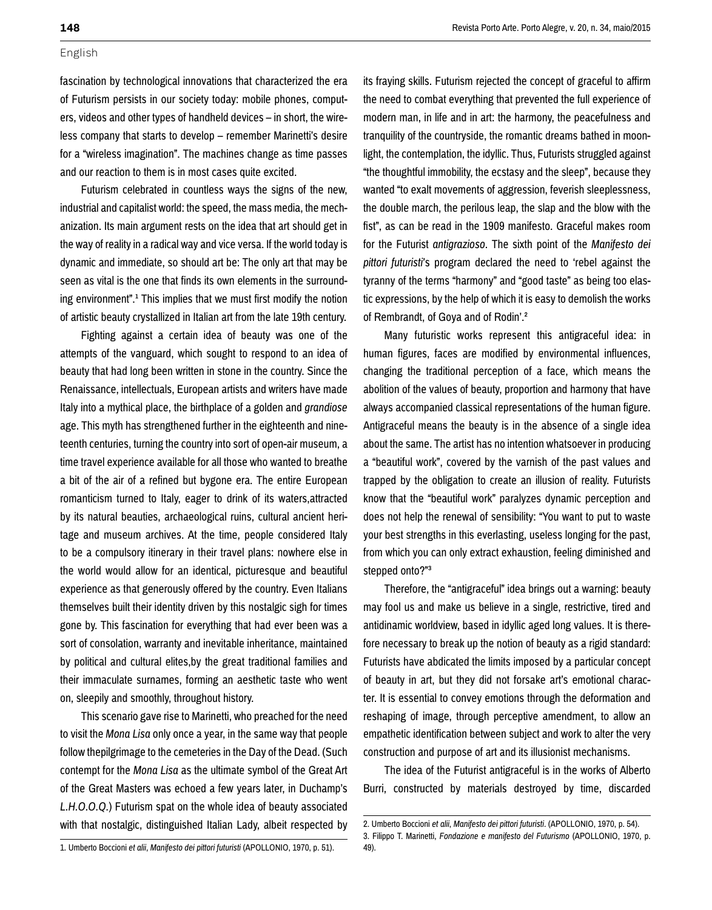fascination by technological innovations that characterized the era of Futurism persists in our society today: mobile phones, computers, videos and other types of handheld devices – in short, the wireless company that starts to develop – remember Marinetti's desire for a "wireless imagination". The machines change as time passes and our reaction to them is in most cases quite excited.

Futurism celebrated in countless ways the signs of the new, industrial and capitalist world: the speed, the mass media, the mechanization. Its main argument rests on the idea that art should get in the way of reality in a radical way and vice versa. If the world today is dynamic and immediate, so should art be: The only art that may be seen as vital is the one that finds its own elements in the surrounding environment".[1] This implies that we must first modify the notion of artistic beauty crystallized in Italian art from the late 19th century.

Fighting against a certain idea of beauty was one of the attempts of the vanguard, which sought to respond to an idea of beauty that had long been written in stone in the country. Since the Renaissance, intellectuals, European artists and writers have made Italy into a mythical place, the birthplace of a golden and *grandiose* age. This myth has strengthened further in the eighteenth and nineteenth centuries, turning the country into sort of open-air museum, a time travel experience available for all those who wanted to breathe a bit of the air of a refined but bygone era. The entire European romanticism turned to Italy, eager to drink of its waters,attracted by its natural beauties, archaeological ruins, cultural ancient heritage and museum archives. At the time, people considered Italy to be a compulsory itinerary in their travel plans: nowhere else in the world would allow for an identical, picturesque and beautiful experience as that generously offered by the country. Even Italians themselves built their identity driven by this nostalgic sigh for times gone by. This fascination for everything that had ever been was a sort of consolation, warranty and inevitable inheritance, maintained by political and cultural elites,by the great traditional families and their immaculate surnames, forming an aesthetic taste who went on, sleepily and smoothly, throughout history.

This scenario gave rise to Marinetti, who preached for the need to visit the *Mona Lisa* only once a year, in the same way that people follow thepilgrimage to the cemeteries in the Day of the Dead. (Such contempt for the *Mona Lisa* as the ultimate symbol of the Great Art of the Great Masters was echoed a few years later, in Duchamp's *L.H.O.O.Q.*) Futurism spat on the whole idea of beauty associated with that nostalgic, distinguished Italian Lady, albeit respected by its fraying skills. Futurism rejected the concept of graceful to affirm the need to combat everything that prevented the full experience of modern man, in life and in art: the harmony, the peacefulness and tranquility of the countryside, the romantic dreams bathed in moonlight, the contemplation, the idyllic. Thus, Futurists struggled against "the thoughtful immobility, the ecstasy and the sleep", because they wanted "to exalt movements of aggression, feverish sleeplessness, the double march, the perilous leap, the slap and the blow with the fist", as can be read in the 1909 manifesto. Graceful makes room for the Futurist *antigrazioso*. The sixth point of the *Manifesto dei pittori futuristi*'s program declared the need to 'rebel against the tyranny of the terms "harmony" and "good taste" as being too elastic expressions, by the help of which it is easy to demolish the works of Rembrandt, of Goya and of Rodin'.[2]

Many futuristic works represent this antigraceful idea: in human figures, faces are modified by environmental influences, changing the traditional perception of a face, which means the abolition of the values of beauty, proportion and harmony that have always accompanied classical representations of the human figure. Antigraceful means the beauty is in the absence of a single idea about the same. The artist has no intention whatsoever in producing a "beautiful work", covered by the varnish of the past values and trapped by the obligation to create an illusion of reality. Futurists know that the "beautiful work" paralyzes dynamic perception and does not help the renewal of sensibility: "You want to put to waste your best strengths in this everlasting, useless longing for the past, from which you can only extract exhaustion, feeling diminished and stepped onto?"[3]

Therefore, the "antigraceful" idea brings out a warning: beauty may fool us and make us believe in a single, restrictive, tired and antidinamic worldview, based in idyllic aged long values. It is therefore necessary to break up the notion of beauty as a rigid standard: Futurists have abdicated the limits imposed by a particular concept of beauty in art, but they did not forsake art's emotional character. It is essential to convey emotions through the deformation and reshaping of image, through perceptive amendment, to allow an empathetic identification between subject and work to alter the very construction and purpose of art and its illusionist mechanisms.

The idea of the Futurist antigraceful is in the works of Alberto Burri, constructed by materials destroyed by time, discarded

---

1. Umberto Boccioni *et alii*, *Manifesto dei pittori futuristi* (APOLLONIO, 1970, p. 51).

2. Umberto Boccioni *et alii*, *Manifesto dei pittori futuristi*. (APOLLONIO, 1970, p. 54).

3. Filippo T. Marinetti, *Fondazione e manifesto del Futurismo* (APOLLONIO, 1970, p. 49).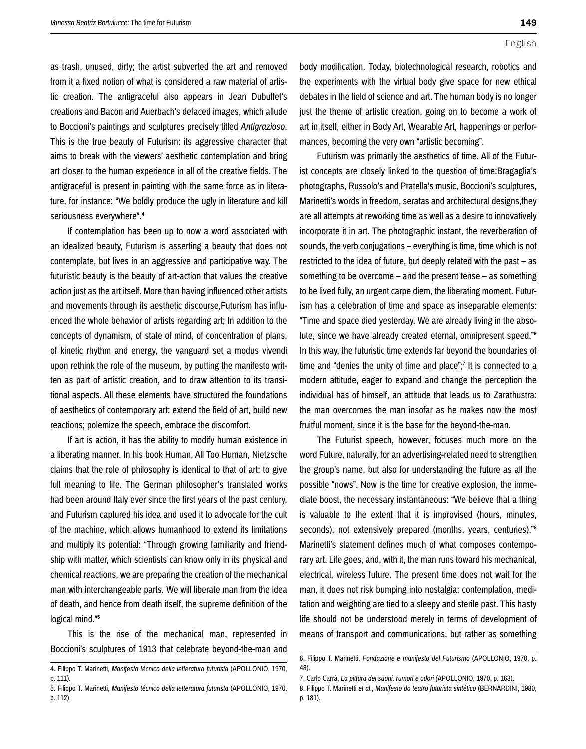as trash, unused, dirty; the artist subverted the art and removed from it a fixed notion of what is considered a raw material of artistic creation. The antigraceful also appears in Jean Dubuffet's creations and Bacon and Auerbach's defaced images, which allude to Boccioni's paintings and sculptures precisely titled *Antigrazioso*. This is the true beauty of Futurism: its aggressive character that aims to break with the viewers' aesthetic contemplation and bring art closer to the human experience in all of the creative fields. The antigraceful is present in painting with the same force as in literature, for instance: "We boldly produce the ugly in literature and kill seriousness everywhere".[4]

If contemplation has been up to now a word associated with an idealized beauty, Futurism is asserting a beauty that does not contemplate, but lives in an aggressive and participative way. The futuristic beauty is the beauty of art-action that values the creative action just as the art itself. More than having influenced other artists and movements through its aesthetic discourse,Futurism has influenced the whole behavior of artists regarding art; In addition to the concepts of dynamism, of state of mind, of concentration of plans, of kinetic rhythm and energy, the vanguard set a modus vivendi upon rethink the role of the museum, by putting the manifesto written as part of artistic creation, and to draw attention to its transitional aspects. All these elements have structured the foundations of aesthetics of contemporary art: extend the field of art, build new reactions; polemize the speech, embrace the discomfort.

If art is action, it has the ability to modify human existence in a liberating manner. In his book Human, All Too Human, Nietzsche claims that the role of philosophy is identical to that of art: to give full meaning to life. The German philosopher's translated works had been around Italy ever since the first years of the past century, and Futurism captured his idea and used it to advocate for the cult of the machine, which allows humanhood to extend its limitations and multiply its potential: "Through growing familiarity and friendship with matter, which scientists can know only in its physical and chemical reactions, we are preparing the creation of the mechanical man with interchangeable parts. We will liberate man from the idea of death, and hence from death itself, the supreme definition of the logical mind."[5]

This is the rise of the mechanical man, represented in Boccioni's sculptures of 1913 that celebrate beyond-the-man and body modification. Today, biotechnological research, robotics and the experiments with the virtual body give space for new ethical debates in the field of science and art. The human body is no longer just the theme of artistic creation, going on to become a work of art in itself, either in Body Art, Wearable Art, happenings or performances, becoming the very own "artistic becoming".

Futurism was primarily the aesthetics of time. All of the Futurist concepts are closely linked to the question of time:Bragaglia's photographs, Russolo's and Pratella's music, Boccioni's sculptures, Marinetti's words in freedom, seratas and architectural designs,they are all attempts at reworking time as well as a desire to innovatively incorporate it in art. The photographic instant, the reverberation of sounds, the verb conjugations – everything is time, time which is not restricted to the idea of future, but deeply related with the past – as something to be overcome – and the present tense – as something to be lived fully, an urgent carpe diem, the liberating moment. Futurism has a celebration of time and space as inseparable elements: "Time and space died yesterday. We are already living in the absolute, since we have already created eternal, omnipresent speed."[6] In this way, the futuristic time extends far beyond the boundaries of time and "denies the unity of time and place";[7] It is connected to a modern attitude, eager to expand and change the perception the individual has of himself, an attitude that leads us to Zarathustra: the man overcomes the man insofar as he makes now the most fruitful moment, since it is the base for the beyond-the-man.

The Futurist speech, however, focuses much more on the word Future, naturally, for an advertising-related need to strengthen the group's name, but also for understanding the future as all the possible "nows". Now is the time for creative explosion, the immediate boost, the necessary instantaneous: "We believe that a thing is valuable to the extent that it is improvised (hours, minutes, seconds), not extensively prepared (months, years, centuries)."[8] Marinetti's statement defines much of what composes contemporary art. Life goes, and, with it, the man runs toward his mechanical, electrical, wireless future. The present time does not wait for the man, it does not risk bumping into nostalgia: contemplation, meditation and weighting are tied to a sleepy and sterile past. This hasty life should not be understood merely in terms of development of means of transport and communications, but rather as something

4. Filippo T. Marinetti, *Manifesto técnico della letteratura futurista* (APOLLONIO, 1970, p. 111).

5. Filippo T. Marinetti, *Manifesto técnico della letteratura futurista* (APOLLONIO, 1970, p. 112).

6. Filippo T. Marinetti, *Fondazione e manifesto del Futurismo* (APOLLONIO, 1970, p. 48).

7. Carlo Carrà, *La pittura dei suoni, rumori e odori (*APOLLONIO, 1970, p. 163).

8. Filippo T. Marinetti *et al.*, *Manifesto do teatro futurista sintético* (BERNARDINI, 1980, p. 181).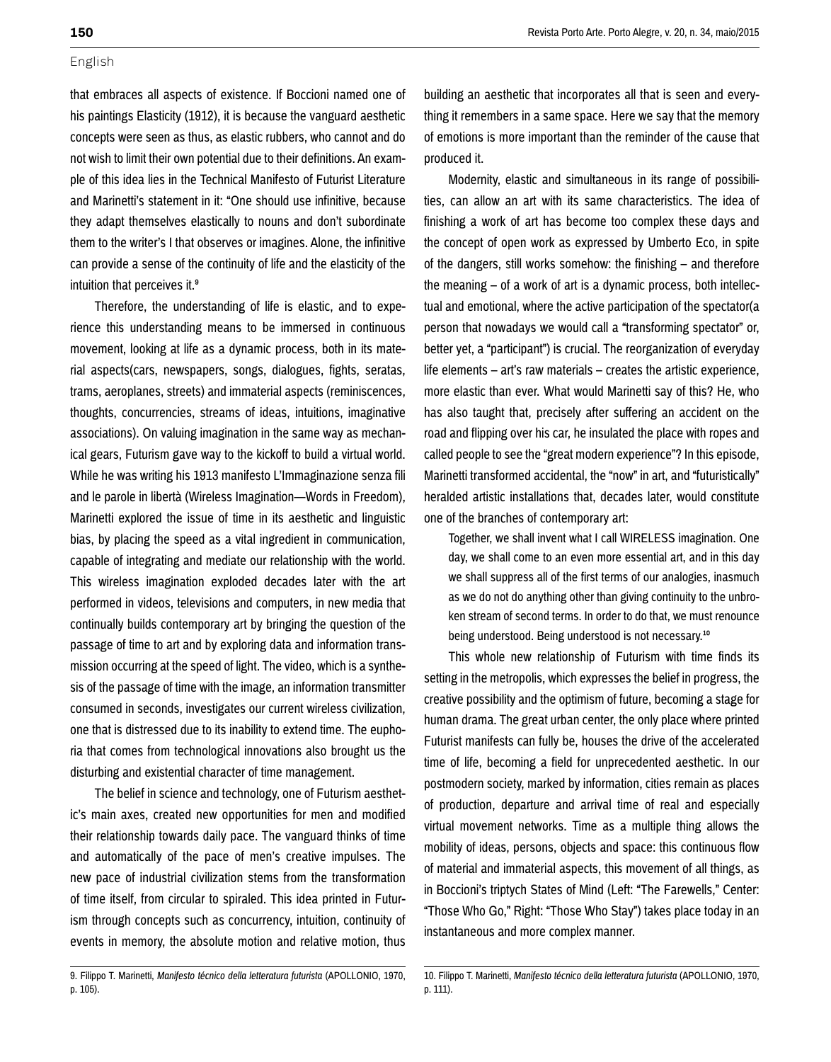that embraces all aspects of existence. If Boccioni named one of his paintings Elasticity (1912), it is because the vanguard aesthetic concepts were seen as thus, as elastic rubbers, who cannot and do not wish to limit their own potential due to their definitions. An example of this idea lies in the Technical Manifesto of Futurist Literature and Marinetti's statement in it: "One should use infinitive, because they adapt themselves elastically to nouns and don't subordinate them to the writer's I that observes or imagines. Alone, the infinitive can provide a sense of the continuity of life and the elasticity of the intuition that perceives it.[9]

Therefore, the understanding of life is elastic, and to experience this understanding means to be immersed in continuous movement, looking at life as a dynamic process, both in its material aspects(cars, newspapers, songs, dialogues, fights, seratas, trams, aeroplanes, streets) and immaterial aspects (reminiscences, thoughts, concurrencies, streams of ideas, intuitions, imaginative associations). On valuing imagination in the same way as mechanical gears, Futurism gave way to the kickoff to build a virtual world. While he was writing his 1913 manifesto L'Immaginazione senza fili and le parole in libertà (Wireless Imagination—Words in Freedom), Marinetti explored the issue of time in its aesthetic and linguistic bias, by placing the speed as a vital ingredient in communication, capable of integrating and mediate our relationship with the world. This wireless imagination exploded decades later with the art performed in videos, televisions and computers, in new media that continually builds contemporary art by bringing the question of the passage of time to art and by exploring data and information transmission occurring at the speed of light. The video, which is a synthesis of the passage of time with the image, an information transmitter consumed in seconds, investigates our current wireless civilization, one that is distressed due to its inability to extend time. The euphoria that comes from technological innovations also brought us the disturbing and existential character of time management.

The belief in science and technology, one of Futurism aesthetic's main axes, created new opportunities for men and modified their relationship towards daily pace. The vanguard thinks of time and automatically of the pace of men's creative impulses. The new pace of industrial civilization stems from the transformation of time itself, from circular to spiraled. This idea printed in Futurism through concepts such as concurrency, intuition, continuity of events in memory, the absolute motion and relative motion, thus building an aesthetic that incorporates all that is seen and everything it remembers in a same space. Here we say that the memory of emotions is more important than the reminder of the cause that produced it.

Modernity, elastic and simultaneous in its range of possibilities, can allow an art with its same characteristics. The idea of finishing a work of art has become too complex these days and the concept of open work as expressed by Umberto Eco, in spite of the dangers, still works somehow: the finishing – and therefore the meaning – of a work of art is a dynamic process, both intellectual and emotional, where the active participation of the spectator(a person that nowadays we would call a "transforming spectator" or, better yet, a "participant") is crucial. The reorganization of everyday life elements – art's raw materials – creates the artistic experience, more elastic than ever. What would Marinetti say of this? He, who has also taught that, precisely after suffering an accident on the road and flipping over his car, he insulated the place with ropes and called people to see the "great modern experience"? In this episode, Marinetti transformed accidental, the "now" in art, and "futuristically" heralded artistic installations that, decades later, would constitute one of the branches of contemporary art:

> Together, we shall invent what I call WIRELESS imagination. One day, we shall come to an even more essential art, and in this day we shall suppress all of the first terms of our analogies, inasmuch as we do not do anything other than giving continuity to the unbroken stream of second terms. In order to do that, we must renounce being understood. Being understood is not necessary.[10]

This whole new relationship of Futurism with time finds its setting in the metropolis, which expresses the belief in progress, the creative possibility and the optimism of future, becoming a stage for human drama. The great urban center, the only place where printed Futurist manifests can fully be, houses the drive of the accelerated time of life, becoming a field for unprecedented aesthetic. In our postmodern society, marked by information, cities remain as places of production, departure and arrival time of real and especially virtual movement networks. Time as a multiple thing allows the mobility of ideas, persons, objects and space: this continuous flow of material and immaterial aspects, this movement of all things, as in Boccioni's triptych States of Mind (Left: "The Farewells," Center: "Those Who Go," Right: "Those Who Stay") takes place today in an instantaneous and more complex manner.

---

9. Filippo T. Marinetti, *Manifesto técnico della letteratura futurista* (APOLLONIO, 1970, p. 105).

10. Filippo T. Marinetti, *Manifesto técnico della letteratura futurista* (APOLLONIO, 1970, p. 111).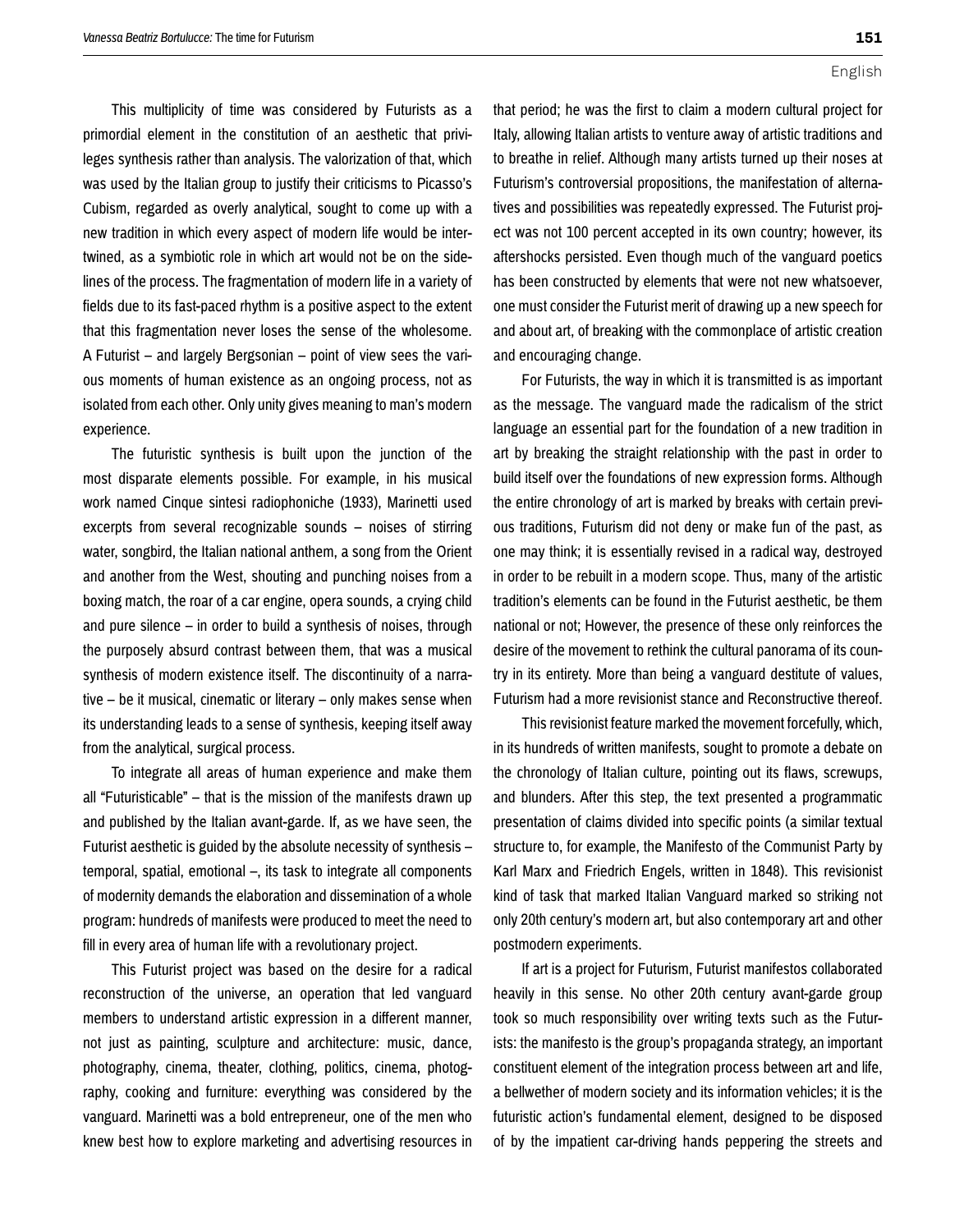This multiplicity of time was considered by Futurists as a primordial element in the constitution of an aesthetic that privileges synthesis rather than analysis. The valorization of that, which was used by the Italian group to justify their criticisms to Picasso's Cubism, regarded as overly analytical, sought to come up with a new tradition in which every aspect of modern life would be intertwined, as a symbiotic role in which art would not be on the sidelines of the process. The fragmentation of modern life in a variety of fields due to its fast-paced rhythm is a positive aspect to the extent that this fragmentation never loses the sense of the wholesome. A Futurist – and largely Bergsonian – point of view sees the various moments of human existence as an ongoing process, not as isolated from each other. Only unity gives meaning to man's modern experience.

The futuristic synthesis is built upon the junction of the most disparate elements possible. For example, in his musical work named Cinque sintesi radiophoniche (1933), Marinetti used excerpts from several recognizable sounds – noises of stirring water, songbird, the Italian national anthem, a song from the Orient and another from the West, shouting and punching noises from a boxing match, the roar of a car engine, opera sounds, a crying child and pure silence – in order to build a synthesis of noises, through the purposely absurd contrast between them, that was a musical synthesis of modern existence itself. The discontinuity of a narrative – be it musical, cinematic or literary – only makes sense when its understanding leads to a sense of synthesis, keeping itself away from the analytical, surgical process.

To integrate all areas of human experience and make them all "Futuristicable" – that is the mission of the manifests drawn up and published by the Italian avant-garde. If, as we have seen, the Futurist aesthetic is guided by the absolute necessity of synthesis – temporal, spatial, emotional –, its task to integrate all components of modernity demands the elaboration and dissemination of a whole program: hundreds of manifests were produced to meet the need to fill in every area of human life with a revolutionary project.

This Futurist project was based on the desire for a radical reconstruction of the universe, an operation that led vanguard members to understand artistic expression in a different manner, not just as painting, sculpture and architecture: music, dance, photography, cinema, theater, clothing, politics, cinema, photography, cooking and furniture: everything was considered by the vanguard. Marinetti was a bold entrepreneur, one of the men who knew best how to explore marketing and advertising resources in that period; he was the first to claim a modern cultural project for Italy, allowing Italian artists to venture away of artistic traditions and to breathe in relief. Although many artists turned up their noses at Futurism's controversial propositions, the manifestation of alternatives and possibilities was repeatedly expressed. The Futurist project was not 100 percent accepted in its own country; however, its aftershocks persisted. Even though much of the vanguard poetics has been constructed by elements that were not new whatsoever, one must consider the Futurist merit of drawing up a new speech for and about art, of breaking with the commonplace of artistic creation and encouraging change.

For Futurists, the way in which it is transmitted is as important as the message. The vanguard made the radicalism of the strict language an essential part for the foundation of a new tradition in art by breaking the straight relationship with the past in order to build itself over the foundations of new expression forms. Although the entire chronology of art is marked by breaks with certain previous traditions, Futurism did not deny or make fun of the past, as one may think; it is essentially revised in a radical way, destroyed in order to be rebuilt in a modern scope. Thus, many of the artistic tradition's elements can be found in the Futurist aesthetic, be them national or not; However, the presence of these only reinforces the desire of the movement to rethink the cultural panorama of its country in its entirety. More than being a vanguard destitute of values, Futurism had a more revisionist stance and Reconstructive thereof.

This revisionist feature marked the movement forcefully, which, in its hundreds of written manifests, sought to promote a debate on the chronology of Italian culture, pointing out its flaws, screwups, and blunders. After this step, the text presented a programmatic presentation of claims divided into specific points (a similar textual structure to, for example, the Manifesto of the Communist Party by Karl Marx and Friedrich Engels, written in 1848). This revisionist kind of task that marked Italian Vanguard marked so striking not only 20th century's modern art, but also contemporary art and other postmodern experiments.

If art is a project for Futurism, Futurist manifestos collaborated heavily in this sense. No other 20th century avant-garde group took so much responsibility over writing texts such as the Futurists: the manifesto is the group's propaganda strategy, an important constituent element of the integration process between art and life, a bellwether of modern society and its information vehicles; it is the futuristic action's fundamental element, designed to be disposed of by the impatient car-driving hands peppering the streets and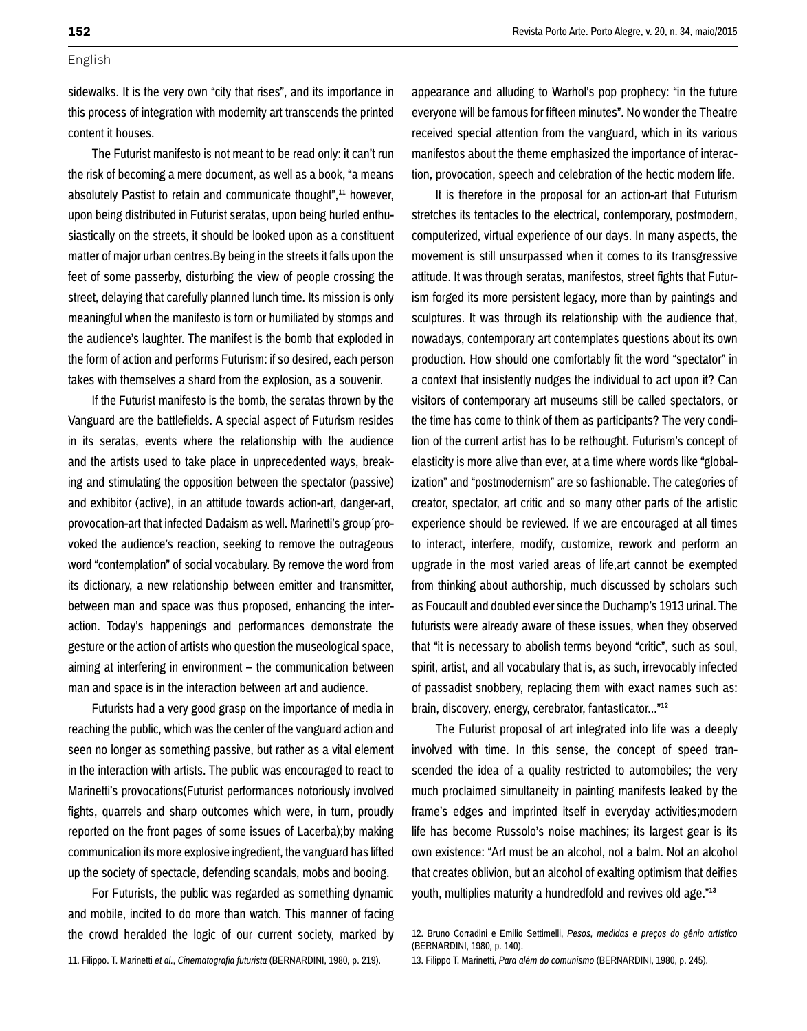sidewalks. It is the very own "city that rises", and its importance in this process of integration with modernity art transcends the printed content it houses.

The Futurist manifesto is not meant to be read only: it can't run the risk of becoming a mere document, as well as a book, "a means absolutely Pastist to retain and communicate thought",[11] however, upon being distributed in Futurist seratas, upon being hurled enthusiastically on the streets, it should be looked upon as a constituent matter of major urban centres.By being in the streets it falls upon the feet of some passerby, disturbing the view of people crossing the street, delaying that carefully planned lunch time. Its mission is only meaningful when the manifesto is torn or humiliated by stomps and the audience's laughter. The manifest is the bomb that exploded in the form of action and performs Futurism: if so desired, each person takes with themselves a shard from the explosion, as a souvenir.

If the Futurist manifesto is the bomb, the seratas thrown by the Vanguard are the battlefields. A special aspect of Futurism resides in its seratas, events where the relationship with the audience and the artists used to take place in unprecedented ways, breaking and stimulating the opposition between the spectator (passive) and exhibitor (active), in an attitude towards action-art, danger-art, provocation-art that infected Dadaism as well. Marinetti's group´provoked the audience's reaction, seeking to remove the outrageous word "contemplation" of social vocabulary. By remove the word from its dictionary, a new relationship between emitter and transmitter, between man and space was thus proposed, enhancing the interaction. Today's happenings and performances demonstrate the gesture or the action of artists who question the museological space, aiming at interfering in environment – the communication between man and space is in the interaction between art and audience.

Futurists had a very good grasp on the importance of media in reaching the public, which was the center of the vanguard action and seen no longer as something passive, but rather as a vital element in the interaction with artists. The public was encouraged to react to Marinetti's provocations(Futurist performances notoriously involved fights, quarrels and sharp outcomes which were, in turn, proudly reported on the front pages of some issues of Lacerba);by making communication its more explosive ingredient, the vanguard has lifted up the society of spectacle, defending scandals, mobs and booing.

For Futurists, the public was regarded as something dynamic and mobile, incited to do more than watch. This manner of facing the crowd heralded the logic of our current society, marked by appearance and alluding to Warhol's pop prophecy: "in the future everyone will be famous for fifteen minutes". No wonder the Theatre received special attention from the vanguard, which in its various manifestos about the theme emphasized the importance of interaction, provocation, speech and celebration of the hectic modern life.

It is therefore in the proposal for an action-art that Futurism stretches its tentacles to the electrical, contemporary, postmodern, computerized, virtual experience of our days. In many aspects, the movement is still unsurpassed when it comes to its transgressive attitude. It was through seratas, manifestos, street fights that Futurism forged its more persistent legacy, more than by paintings and sculptures. It was through its relationship with the audience that, nowadays, contemporary art contemplates questions about its own production. How should one comfortably fit the word "spectator" in a context that insistently nudges the individual to act upon it? Can visitors of contemporary art museums still be called spectators, or the time has come to think of them as participants? The very condition of the current artist has to be rethought. Futurism's concept of elasticity is more alive than ever, at a time where words like "globalization" and "postmodernism" are so fashionable. The categories of creator, spectator, art critic and so many other parts of the artistic experience should be reviewed. If we are encouraged at all times to interact, interfere, modify, customize, rework and perform an upgrade in the most varied areas of life,art cannot be exempted from thinking about authorship, much discussed by scholars such as Foucault and doubted ever since the Duchamp's 1913 urinal. The futurists were already aware of these issues, when they observed that "it is necessary to abolish terms beyond "critic", such as soul, spirit, artist, and all vocabulary that is, as such, irrevocably infected of passadist snobbery, replacing them with exact names such as: brain, discovery, energy, cerebrator, fantasticator..."[12]

The Futurist proposal of art integrated into life was a deeply involved with time. In this sense, the concept of speed transcended the idea of a quality restricted to automobiles; the very much proclaimed simultaneity in painting manifests leaked by the frame's edges and imprinted itself in everyday activities;modern life has become Russolo's noise machines; its largest gear is its own existence: "Art must be an alcohol, not a balm. Not an alcohol that creates oblivion, but an alcohol of exalting optimism that deifies youth, multiplies maturity a hundredfold and revives old age."[13]

---

11. Filippo. T. Marinetti *et al.*, *Cinematografia futurista* (BERNARDINI, 1980, p. 219).

12. Bruno Corradini e Emilio Settimelli, *Pesos, medidas e preços do gênio artístico* (BERNARDINI, 1980, p. 140).

13. Filippo T. Marinetti, *Para além do comunismo* (BERNARDINI, 1980, p. 245).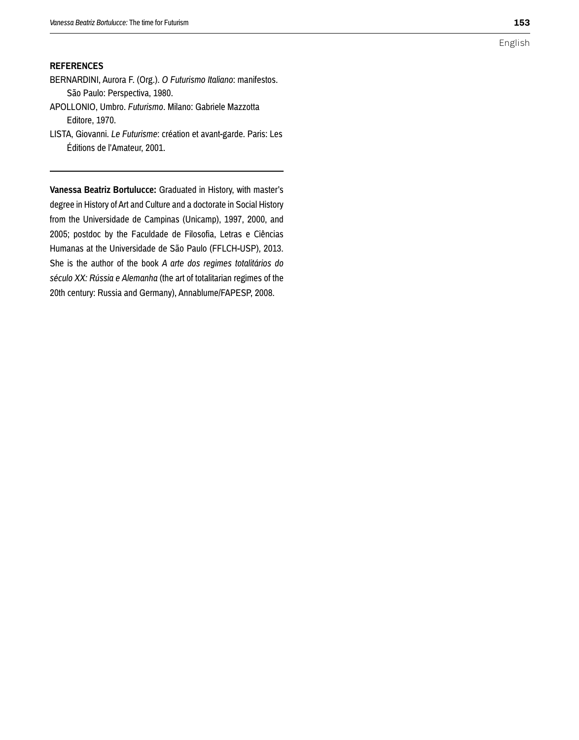## REFERENCES

BERNARDINI, Aurora F. (Org.). *O Futurismo Italiano*: manifestos. São Paulo: Perspectiva, 1980.

APOLLONIO, Umbro. *Futurismo*. Milano: Gabriele Mazzotta Editore, 1970.

LISTA, Giovanni. *Le Futurisme*: création et avant-garde. Paris: Les Éditions de l'Amateur, 2001.

---

**Vanessa Beatriz Bortulucce:** Graduated in History, with master's degree in History of Art and Culture and a doctorate in Social History from the Universidade de Campinas (Unicamp), 1997, 2000, and 2005; postdoc by the Faculdade de Filosofia, Letras e Ciências Humanas at the Universidade de São Paulo (FFLCH-USP), 2013. She is the author of the book *A arte dos regimes totalitários do século XX: Rússia e Alemanha* (the art of totalitarian regimes of the 20th century: Russia and Germany), Annablume/FAPESP, 2008.